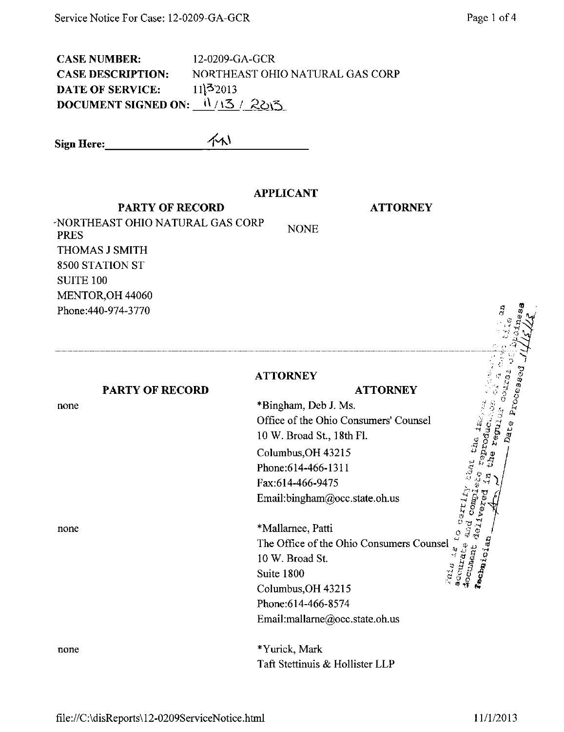**CASE NUMBER:** 12-0209-GA-GCR
**CASE DESCRIPTION:** NORTHEAST OHIO NATURAL GAS CORP
**DATE OF SERVICE:** 11\13\2013
**DOCUMENT SIGNED ON:** 11 / 13 / 2013

**Sign Here:** ______TM______

## APPLICANT

| PARTY OF RECORD | ATTORNEY |
| --- | --- |
| NORTHEAST OHIO NATURAL GAS CORP<br>PRES<br>THOMAS J SMITH<br>8500 STATION ST<br>SUITE 100<br>MENTOR,OH 44060<br>Phone:440-974-3770 | NONE |

## ATTORNEY

| PARTY OF RECORD | ATTORNEY |
| --- | --- |
| none | *Bingham, Deb J. Ms.<br>Office of the Ohio Consumers' Counsel<br>10 W. Broad St., 18th Fl.<br>Columbus,OH 43215<br>Phone:614-466-1311<br>Fax:614-466-9475<br>Email:bingham@occ.state.oh.us |
| none | *Mallarnee, Patti<br>The Office of the Ohio Consumers Counsel<br>10 W. Broad St.<br>Suite 1800<br>Columbus,OH 43215<br>Phone:614-466-8574<br>Email:mallarne@occ.state.oh.us |
| none | *Yurick, Mark<br>Taft Stettinuis & Hollister LLP |

This is to certify that the images appearing are an accurate and complete reproduction of a case file document delivered in the regular course of business
Technician ______ Date Processed 11/13/13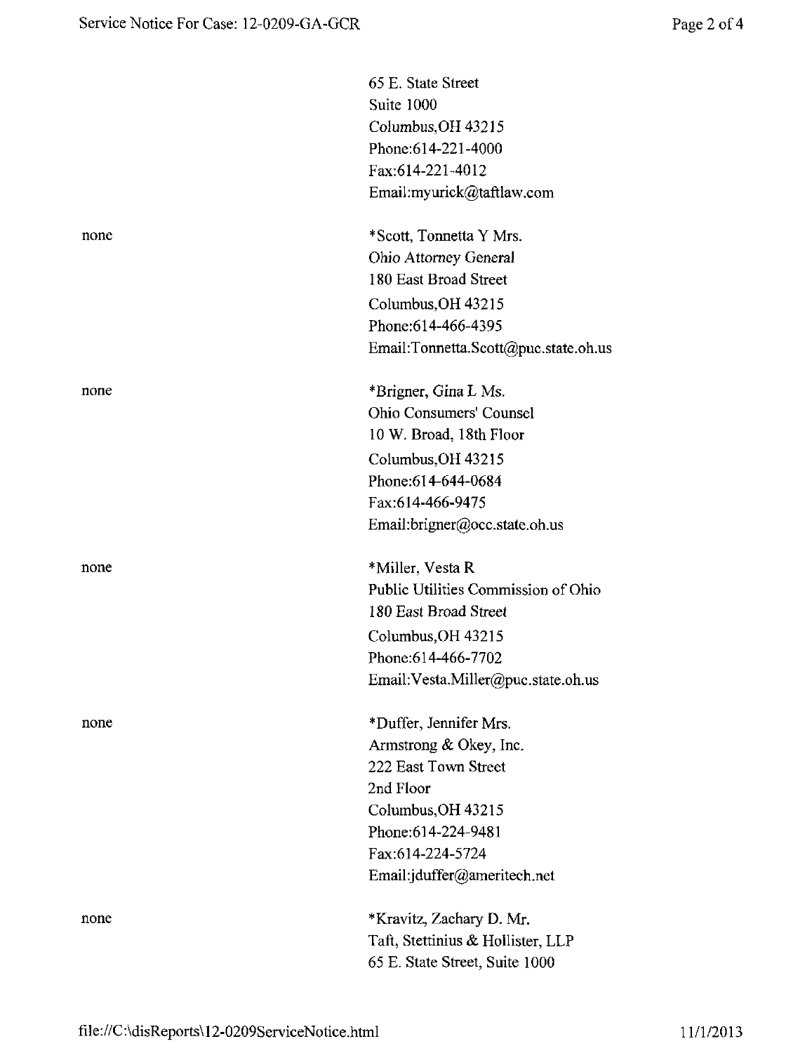65 E. State Street
Suite 1000
Columbus,OH 43215
Phone:614-221-4000
Fax:614-221-4012
Email:myurick@taftlaw.com

| | |
|---|---|
| none | *Scott, Tonnetta Y Mrs.<br>Ohio Attorney General<br>180 East Broad Street<br>Columbus,OH 43215<br>Phone:614-466-4395<br>Email:Tonnetta.Scott@puc.state.oh.us |
| none | *Brigner, Gina L Ms.<br>Ohio Consumers' Counsel<br>10 W. Broad, 18th Floor<br>Columbus,OH 43215<br>Phone:614-644-0684<br>Fax:614-466-9475<br>Email:brigner@occ.state.oh.us |
| none | *Miller, Vesta R<br>Public Utilities Commission of Ohio<br>180 East Broad Street<br>Columbus,OH 43215<br>Phone:614-466-7702<br>Email:Vesta.Miller@puc.state.oh.us |
| none | *Duffer, Jennifer Mrs.<br>Armstrong & Okey, Inc.<br>222 East Town Street<br>2nd Floor<br>Columbus,OH 43215<br>Phone:614-224-9481<br>Fax:614-224-5724<br>Email:jduffer@ameritech.net |
| none | *Kravitz, Zachary D. Mr.<br>Taft, Stettinius & Hollister, LLP<br>65 E. State Street, Suite 1000 |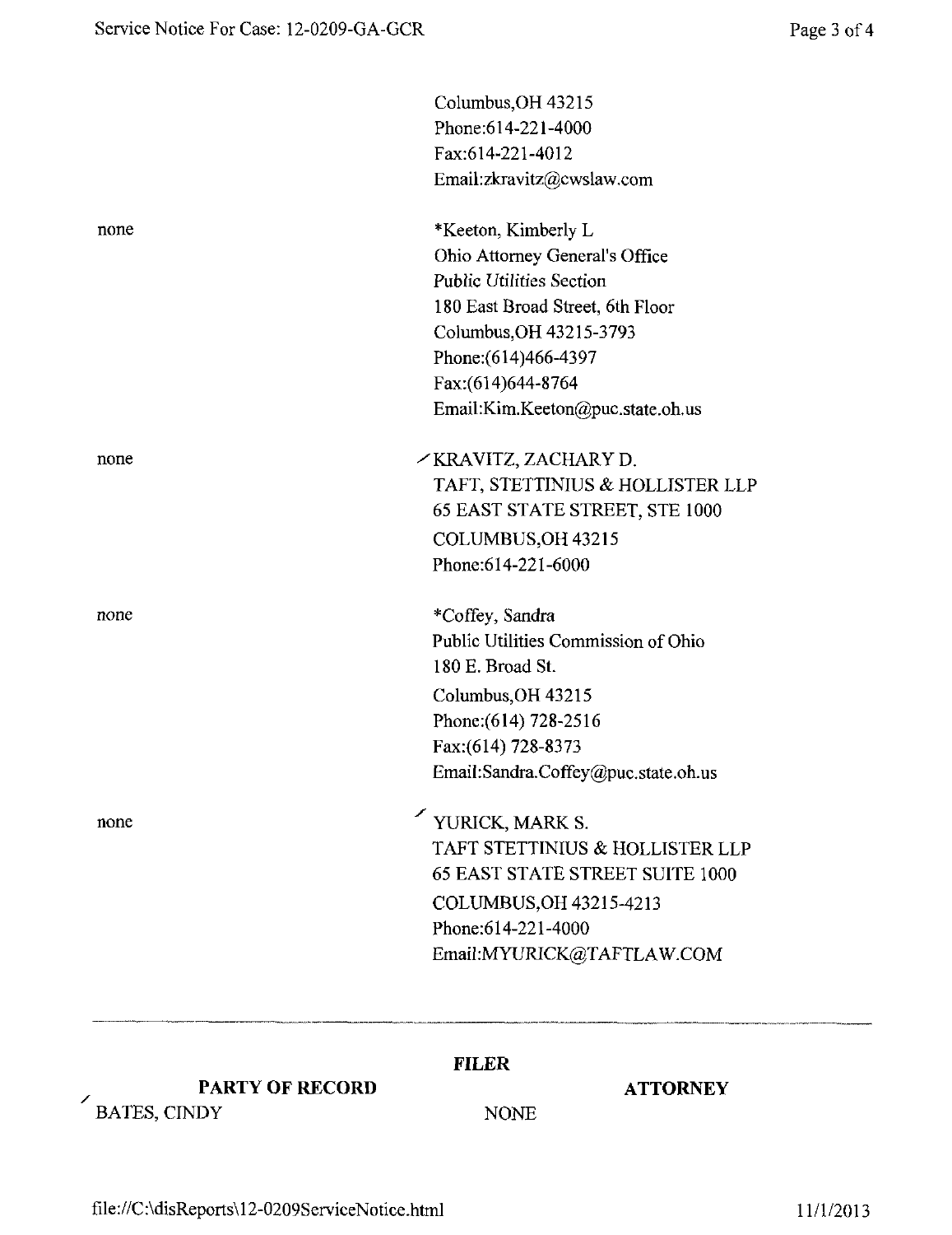| | |
|---|---|
| | Columbus,OH 43215<br>Phone:614-221-4000<br>Fax:614-221-4012<br>Email:zkravitz@cwslaw.com |
| none | *Keeton, Kimberly L<br>Ohio Attorney General's Office<br>*Public Utilities* Section<br>180 East Broad Street, 6th Floor<br>Columbus,OH 43215-3793<br>Phone:(614)466-4397<br>Fax:(614)644-8764<br>Email:Kim.Keeton@puc.state.oh.us |
| none | ✓KRAVITZ, ZACHARY D.<br>TAFT, STETTINIUS & HOLLISTER LLP<br>65 EAST STATE STREET, STE 1000<br>COLUMBUS,OH 43215<br>Phone:614-221-6000 |
| none | *Coffey, Sandra<br>Public Utilities Commission of Ohio<br>180 E. Broad St.<br>Columbus,OH 43215<br>Phone:(614) 728-2516<br>Fax:(614) 728-8373<br>Email:Sandra.Coffey@puc.state.oh.us |
| none | ✓YURICK, MARK S.<br>TAFT STETTINIUS & HOLLISTER LLP<br>65 EAST STATE STREET SUITE 1000<br>COLUMBUS,OH 43215-4213<br>Phone:614-221-4000<br>Email:MYURICK@TAFTLAW.COM |

---

**FILER**

| PARTY OF RECORD | ATTORNEY |
|---|---|
| ✓BATES, CINDY | NONE |

file://C:\disReports\12-0209ServiceNotice.html 11/1/2013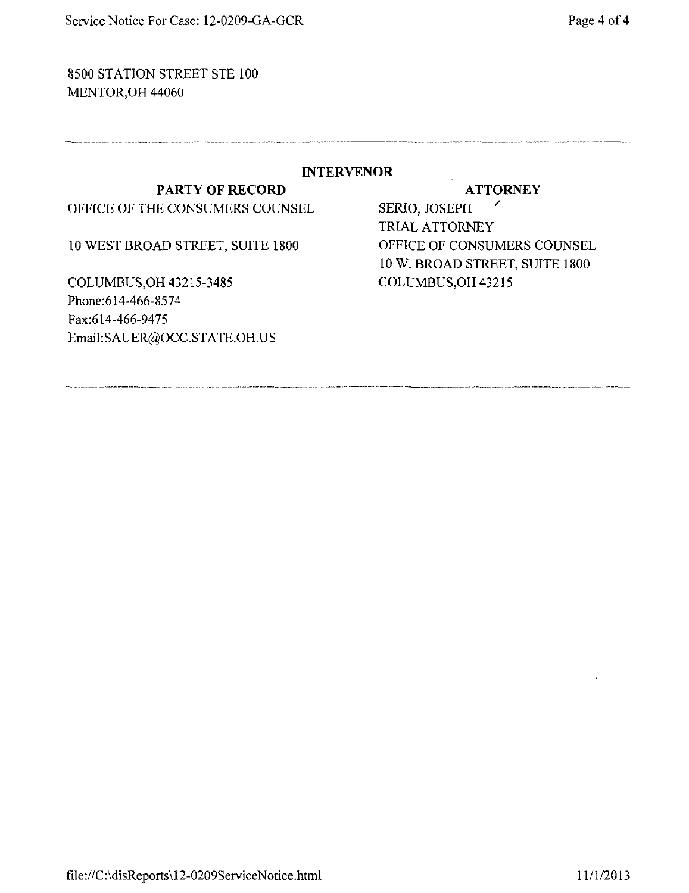8500 STATION STREET STE 100
MENTOR,OH 44060

---

**INTERVENOR**

| PARTY OF RECORD | ATTORNEY |
|---|---|
| OFFICE OF THE CONSUMERS COUNSEL<br><br>10 WEST BROAD STREET, SUITE 1800<br><br>COLUMBUS,OH 43215-3485<br>Phone:614-466-8574<br>Fax:614-466-9475<br>Email:SAUER@OCC.STATE.OH.US | SERIO, JOSEPH<br>TRIAL ATTORNEY<br>OFFICE OF CONSUMERS COUNSEL<br>10 W. BROAD STREET, SUITE 1800<br>COLUMBUS,OH 43215 |

---